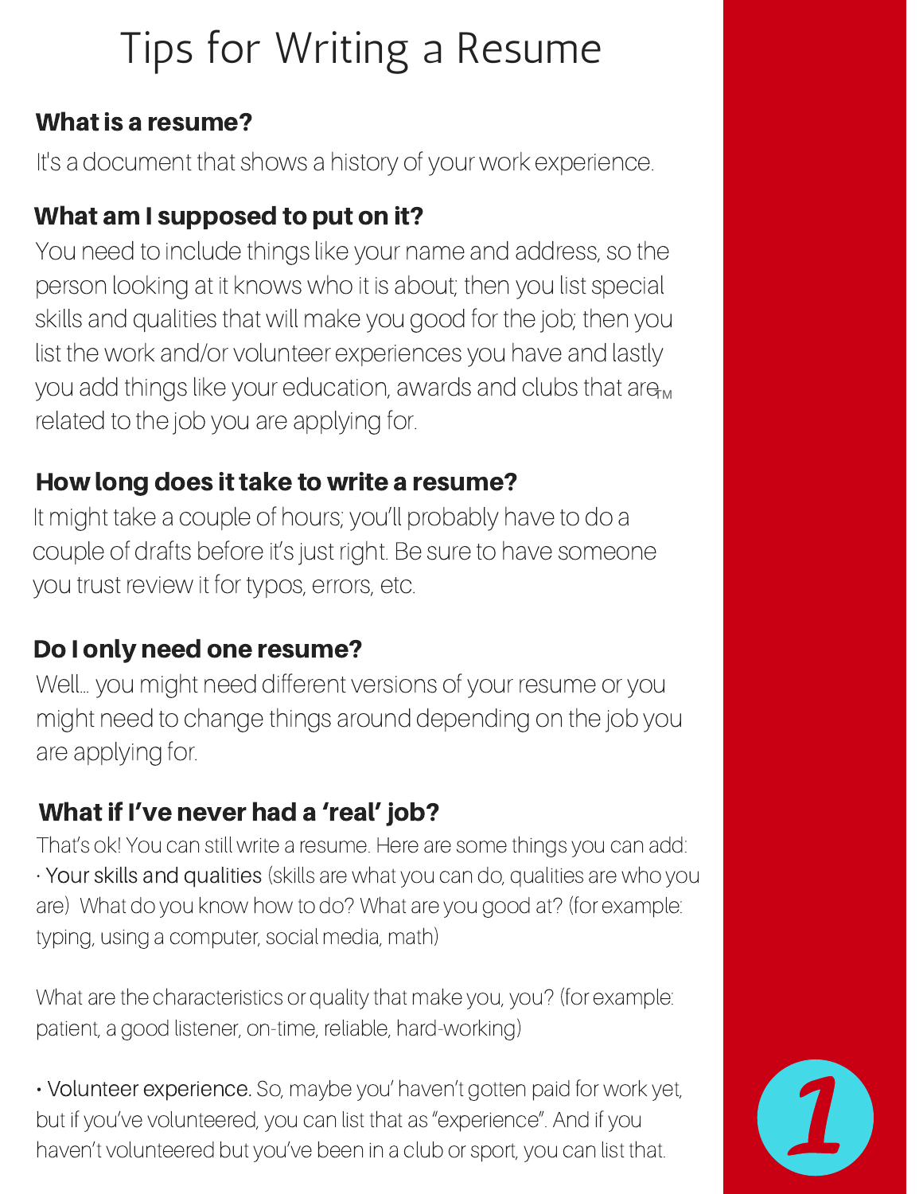# Tips for Writing a Resume

## What is a resume?

It's a document that shows a history of your work experience.

## What am I supposed to put on it?

You need to include things like your name and address, so the person looking at it knows who it is about; then you list special skills and qualities that will make you good for the job; then you list the work and/or volunteer experiences you have and lastly you add things like your education, awards and clubs that are related to the job you are applying for.

## How long does it take to write a resume?

It might take a couple of hours; you'll probably have to do a couple of drafts before it's just right. Be sure to have someone you trust review it for typos, errors, etc.

## Do I only need one resume?

Well… you might need different versions of your resume or you might need to change things around depending on the job you are applying for.

## What if I've never had a 'real' job?

That's ok! You can still write a resume. Here are some things you can add:

- Your skills and qualities (skills are what you can do, qualities are who you are) What do you know how to do? What are you good at? (for example: typing, using a computer, social media, math)

  What are the characteristics or quality that make you, you? (for example: patient, a good listener, on-time, reliable, hard-working)

- Volunteer experience. So, maybe you' haven't gotten paid for work yet, but if you've volunteered, you can list that as "experience". And if you haven't volunteered but you've been in a club or sport, you can list that.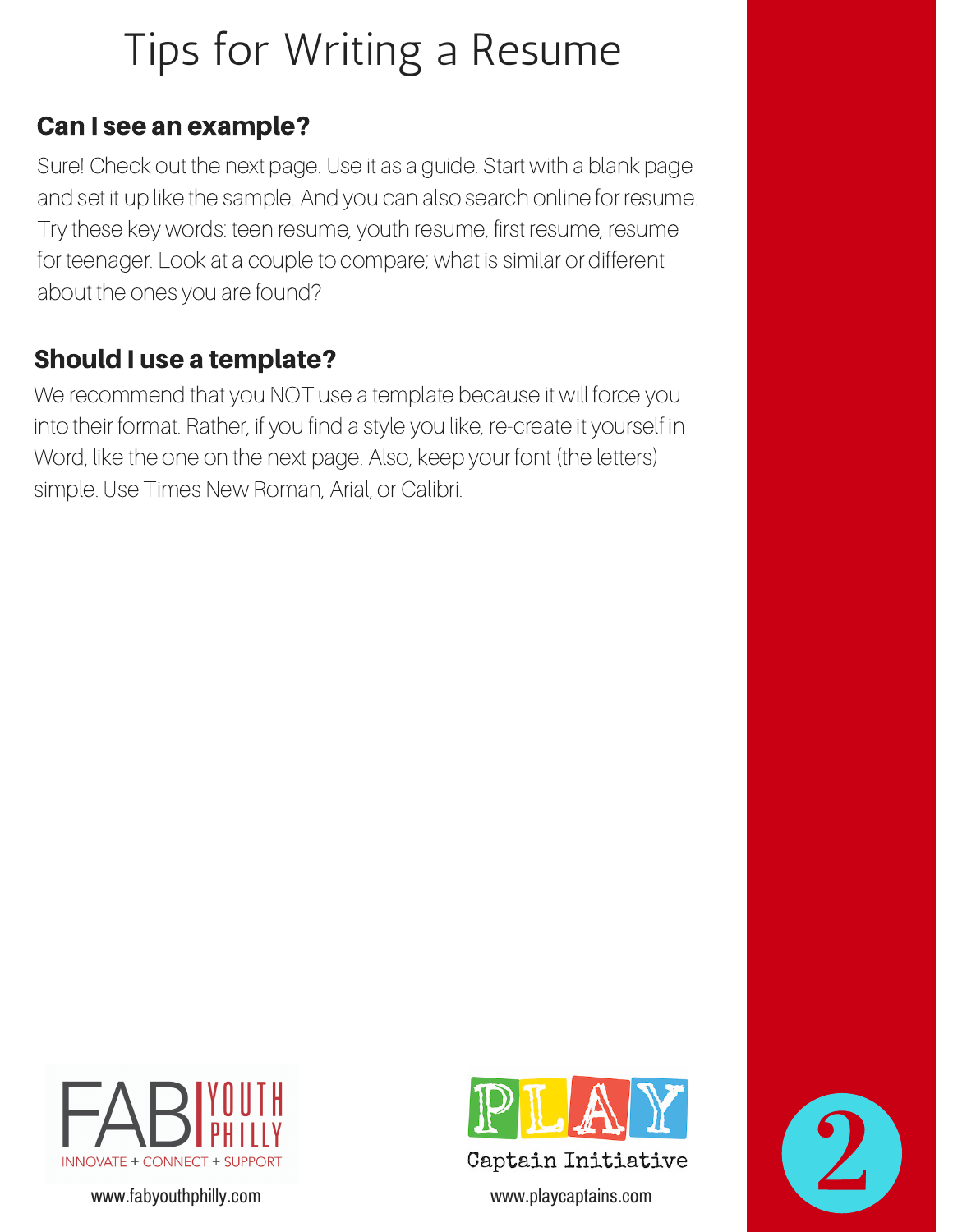# Tips for Writing a Resume

## Can I see an example?

Sure! Check out the next page. Use it as a guide. Start with a blank page and set it up like the sample. And you can also search online for resume. Try these key words: teen resume, youth resume, first resume, resume for teenager. Look at a couple to compare; what is similar or different about the ones you are found?

## Should I use a template?

We recommend that you NOT use a template because it will force you into their format. Rather, if you find a style you like, re-create it yourself in Word, like the one on the next page. Also, keep your font (the letters) simple. Use Times New Roman, Arial, or Calibri.

FAB YOUTH PHILLY
INNOVATE + CONNECT + SUPPORT
www.fabyouthphilly.com

PLAY Captain Initiative
www.playcaptains.com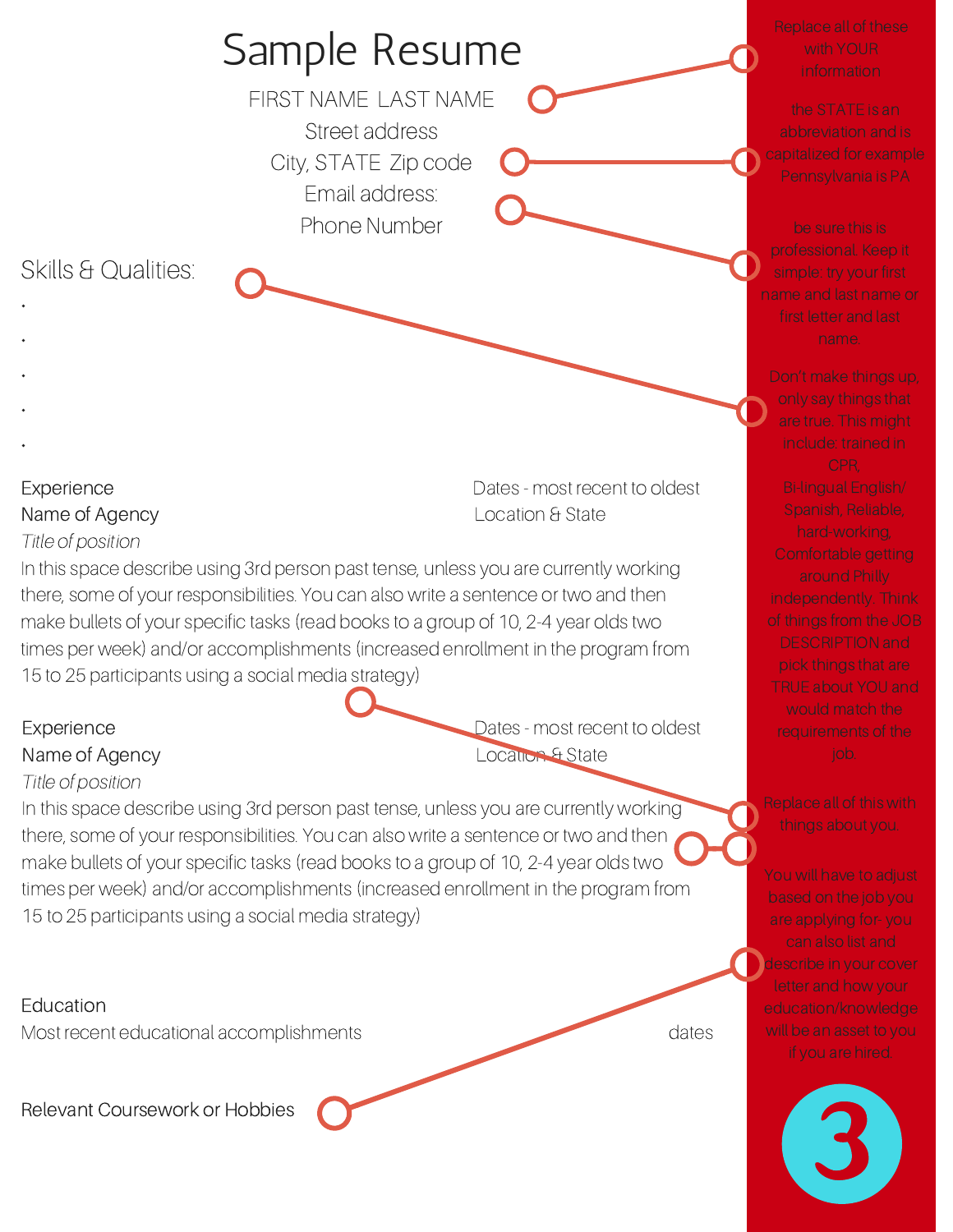# Sample Resume

FIRST NAME LAST NAME
Street address
City, STATE Zip code
Email address:
Phone Number

Skills & Qualities:

- 
- 
- 
- 
- 

Experience — Dates - most recent to oldest
Name of Agency — Location & State
*Title of position*
In this space describe using 3rd person past tense, unless you are currently working there, some of your responsibilities. You can also write a sentence or two and then make bullets of your specific tasks (read books to a group of 10, 2-4 year olds two times per week) and/or accomplishments (increased enrollment in the program from 15 to 25 participants using a social media strategy)

Experience — Dates - most recent to oldest
Name of Agency — Location & State
*Title of position*
In this space describe using 3rd person past tense, unless you are currently working there, some of your responsibilities. You can also write a sentence or two and then make bullets of your specific tasks (read books to a group of 10, 2-4 year olds two times per week) and/or accomplishments (increased enrollment in the program from 15 to 25 participants using a social media strategy)

Education
Most recent educational accomplishments — dates

Relevant Coursework or Hobbies

Replace all of these with YOUR information

the STATE is an abbreviation and is capitalized for example Pennsylvania is PA

be sure this is professional. Keep it simple: try your first name and last name or first letter and last name.

Don't make things up, only say things that are true. This might include: trained in CPR, Bi-lingual English/ Spanish, Reliable, hard-working, Comfortable getting around Philly independently. Think of things from the JOB DESCRIPTION and pick things that are TRUE about YOU and would match the requirements of the job.

Replace all of this with things about you.

You will have to adjust based on the job you are applying for- you can also list and describe in your cover letter and how your education/knowledge will be an asset to you if you are hired.